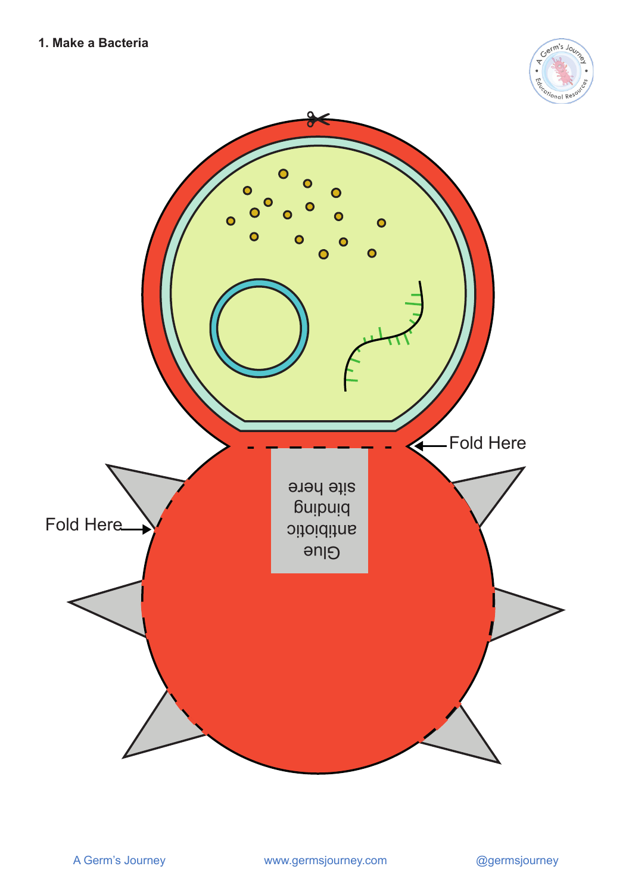**1. Make a Bacteria**

Fold Here

Glue antibiotic binding site here

Fold Here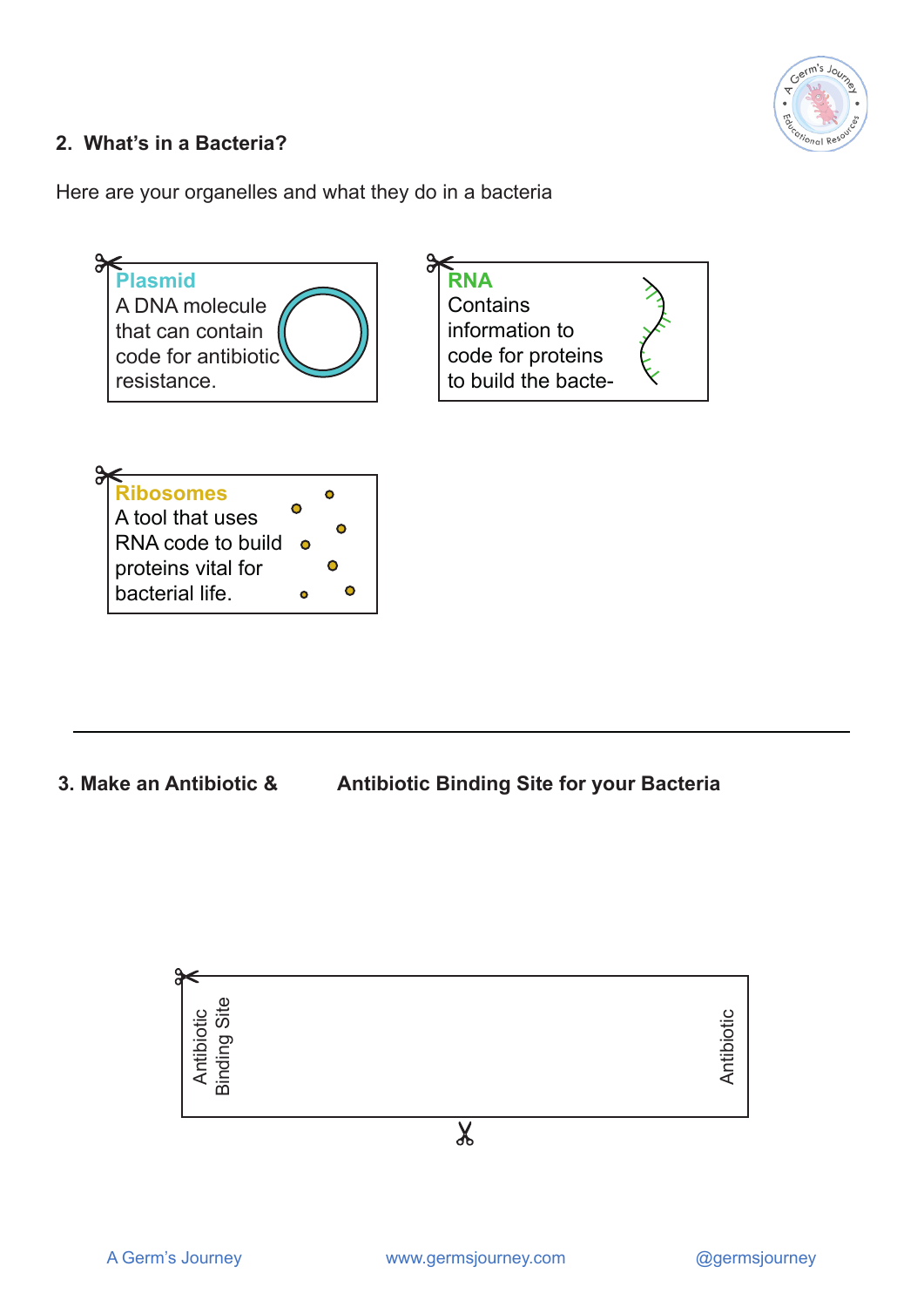## 2. What's in a Bacteria?

Here are your organelles and what they do in a bacteria

**Plasmid**
A DNA molecule that can contain code for antibiotic resistance.

**RNA**
Contains information to code for proteins to build the bacte-

**Ribosomes**
A tool that uses RNA code to build proteins vital for bacterial life.

---

## 3. Make an Antibiotic & Antibiotic Binding Site for your Bacteria

Antibiotic Binding Site

Antibiotic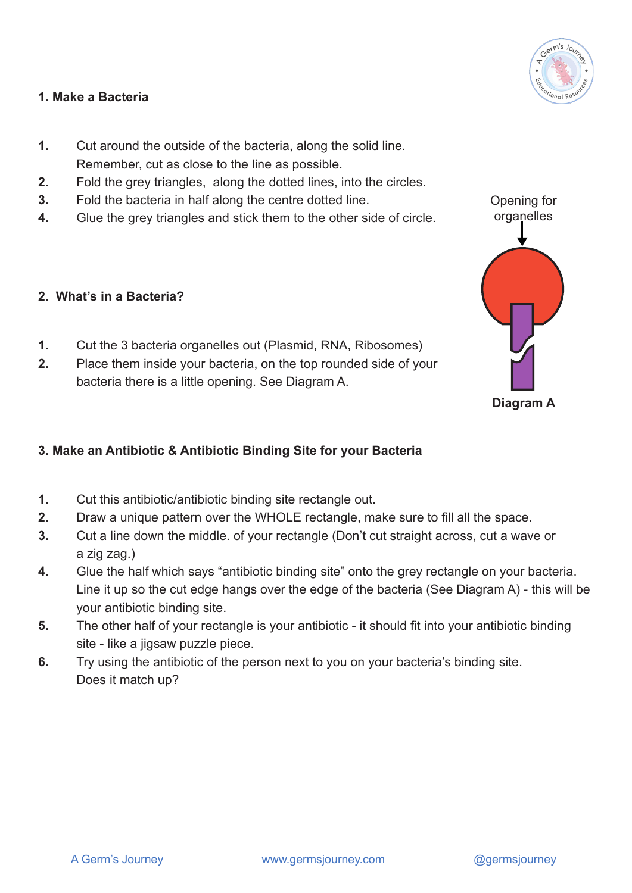### 1. Make a Bacteria

1. Cut around the outside of the bacteria, along the solid line. Remember, cut as close to the line as possible.
2. Fold the grey triangles, along the dotted lines, into the circles.
3. Fold the bacteria in half along the centre dotted line.
4. Glue the grey triangles and stick them to the other side of circle.

### 2. What's in a Bacteria?

1. Cut the 3 bacteria organelles out (Plasmid, RNA, Ribosomes)
2. Place them inside your bacteria, on the top rounded side of your bacteria there is a little opening. See Diagram A.

Opening for organelles

**Diagram A**

### 3. Make an Antibiotic & Antibiotic Binding Site for your Bacteria

1. Cut this antibiotic/antibiotic binding site rectangle out.
2. Draw a unique pattern over the WHOLE rectangle, make sure to fill all the space.
3. Cut a line down the middle. of your rectangle (Don't cut straight across, cut a wave or a zig zag.)
4. Glue the half which says "antibiotic binding site" onto the grey rectangle on your bacteria. Line it up so the cut edge hangs over the edge of the bacteria (See Diagram A) - this will be your antibiotic binding site.
5. The other half of your rectangle is your antibiotic - it should fit into your antibiotic binding site - like a jigsaw puzzle piece.
6. Try using the antibiotic of the person next to you on your bacteria's binding site. Does it match up?